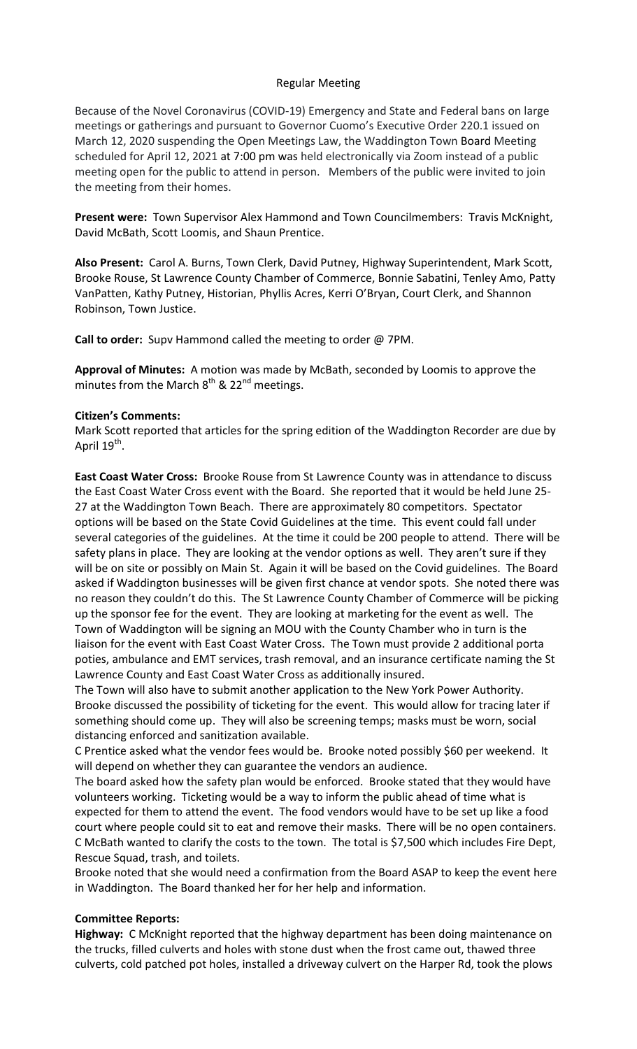# Regular Meeting

Because of the Novel Coronavirus (COVID-19) Emergency and State and Federal bans on large meetings or gatherings and pursuant to Governor Cuomo's Executive Order 220.1 issued on March 12, 2020 suspending the Open Meetings Law, the Waddington Town Board Meeting scheduled for April 12, 2021 at 7:00 pm was held electronically via Zoom instead of a public meeting open for the public to attend in person. Members of the public were invited to join the meeting from their homes.

**Present were:** Town Supervisor Alex Hammond and Town Councilmembers: Travis McKnight, David McBath, Scott Loomis, and Shaun Prentice.

**Also Present:** Carol A. Burns, Town Clerk, David Putney, Highway Superintendent, Mark Scott, Brooke Rouse, St Lawrence County Chamber of Commerce, Bonnie Sabatini, Tenley Amo, Patty VanPatten, Kathy Putney, Historian, Phyllis Acres, Kerri O'Bryan, Court Clerk, and Shannon Robinson, Town Justice.

**Call to order:** Supv Hammond called the meeting to order @ 7PM.

**Approval of Minutes:** A motion was made by McBath, seconded by Loomis to approve the minutes from the March 8th & 22nd meetings.

**Citizen's Comments:**

Mark Scott reported that articles for the spring edition of the Waddington Recorder are due by April 19th.

**East Coast Water Cross:** Brooke Rouse from St Lawrence County was in attendance to discuss the East Coast Water Cross event with the Board. She reported that it would be held June 25-27 at the Waddington Town Beach. There are approximately 80 competitors. Spectator options will be based on the State Covid Guidelines at the time. This event could fall under several categories of the guidelines. At the time it could be 200 people to attend. There will be safety plans in place. They are looking at the vendor options as well. They aren't sure if they will be on site or possibly on Main St. Again it will be based on the Covid guidelines. The Board asked if Waddington businesses will be given first chance at vendor spots. She noted there was no reason they couldn't do this. The St Lawrence County Chamber of Commerce will be picking up the sponsor fee for the event. They are looking at marketing for the event as well. The Town of Waddington will be signing an MOU with the County Chamber who in turn is the liaison for the event with East Coast Water Cross. The Town must provide 2 additional porta poties, ambulance and EMT services, trash removal, and an insurance certificate naming the St Lawrence County and East Coast Water Cross as additionally insured.

The Town will also have to submit another application to the New York Power Authority. Brooke discussed the possibility of ticketing for the event. This would allow for tracing later if something should come up. They will also be screening temps; masks must be worn, social distancing enforced and sanitization available.

C Prentice asked what the vendor fees would be. Brooke noted possibly $60 per weekend. It will depend on whether they can guarantee the vendors an audience.

The board asked how the safety plan would be enforced. Brooke stated that they would have volunteers working. Ticketing would be a way to inform the public ahead of time what is expected for them to attend the event. The food vendors would have to be set up like a food court where people could sit to eat and remove their masks. There will be no open containers. C McBath wanted to clarify the costs to the town. The total is $7,500 which includes Fire Dept, Rescue Squad, trash, and toilets.

Brooke noted that she would need a confirmation from the Board ASAP to keep the event here in Waddington. The Board thanked her for her help and information.

**Committee Reports:**

**Highway:** C McKnight reported that the highway department has been doing maintenance on the trucks, filled culverts and holes with stone dust when the frost came out, thawed three culverts, cold patched pot holes, installed a driveway culvert on the Harper Rd, took the plows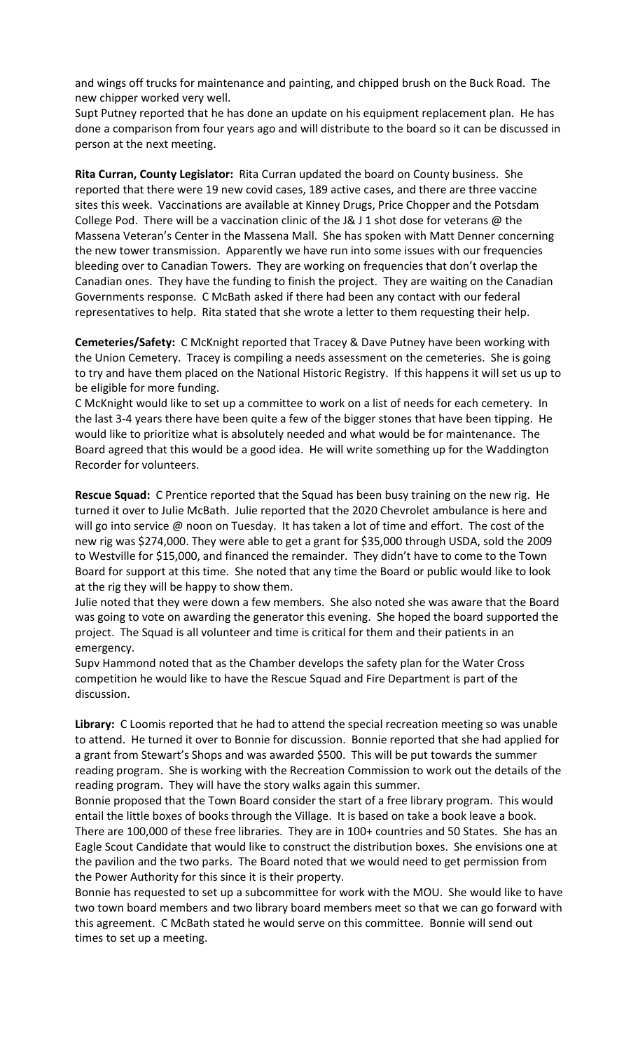and wings off trucks for maintenance and painting, and chipped brush on the Buck Road. The new chipper worked very well.

Supt Putney reported that he has done an update on his equipment replacement plan. He has done a comparison from four years ago and will distribute to the board so it can be discussed in person at the next meeting.

**Rita Curran, County Legislator:** Rita Curran updated the board on County business. She reported that there were 19 new covid cases, 189 active cases, and there are three vaccine sites this week. Vaccinations are available at Kinney Drugs, Price Chopper and the Potsdam College Pod. There will be a vaccination clinic of the J& J 1 shot dose for veterans @ the Massena Veteran's Center in the Massena Mall. She has spoken with Matt Denner concerning the new tower transmission. Apparently we have run into some issues with our frequencies bleeding over to Canadian Towers. They are working on frequencies that don't overlap the Canadian ones. They have the funding to finish the project. They are waiting on the Canadian Governments response. C McBath asked if there had been any contact with our federal representatives to help. Rita stated that she wrote a letter to them requesting their help.

**Cemeteries/Safety:** C McKnight reported that Tracey & Dave Putney have been working with the Union Cemetery. Tracey is compiling a needs assessment on the cemeteries. She is going to try and have them placed on the National Historic Registry. If this happens it will set us up to be eligible for more funding.

C McKnight would like to set up a committee to work on a list of needs for each cemetery. In the last 3-4 years there have been quite a few of the bigger stones that have been tipping. He would like to prioritize what is absolutely needed and what would be for maintenance. The Board agreed that this would be a good idea. He will write something up for the Waddington Recorder for volunteers.

**Rescue Squad:** C Prentice reported that the Squad has been busy training on the new rig. He turned it over to Julie McBath. Julie reported that the 2020 Chevrolet ambulance is here and will go into service @ noon on Tuesday. It has taken a lot of time and effort. The cost of the new rig was $274,000. They were able to get a grant for $35,000 through USDA, sold the 2009 to Westville for $15,000, and financed the remainder. They didn't have to come to the Town Board for support at this time. She noted that any time the Board or public would like to look at the rig they will be happy to show them.

Julie noted that they were down a few members. She also noted she was aware that the Board was going to vote on awarding the generator this evening. She hoped the board supported the project. The Squad is all volunteer and time is critical for them and their patients in an emergency.

Supv Hammond noted that as the Chamber develops the safety plan for the Water Cross competition he would like to have the Rescue Squad and Fire Department is part of the discussion.

**Library:** C Loomis reported that he had to attend the special recreation meeting so was unable to attend. He turned it over to Bonnie for discussion. Bonnie reported that she had applied for a grant from Stewart's Shops and was awarded $500. This will be put towards the summer reading program. She is working with the Recreation Commission to work out the details of the reading program. They will have the story walks again this summer.

Bonnie proposed that the Town Board consider the start of a free library program. This would entail the little boxes of books through the Village. It is based on take a book leave a book. There are 100,000 of these free libraries. They are in 100+ countries and 50 States. She has an Eagle Scout Candidate that would like to construct the distribution boxes. She envisions one at the pavilion and the two parks. The Board noted that we would need to get permission from the Power Authority for this since it is their property.

Bonnie has requested to set up a subcommittee for work with the MOU. She would like to have two town board members and two library board members meet so that we can go forward with this agreement. C McBath stated he would serve on this committee. Bonnie will send out times to set up a meeting.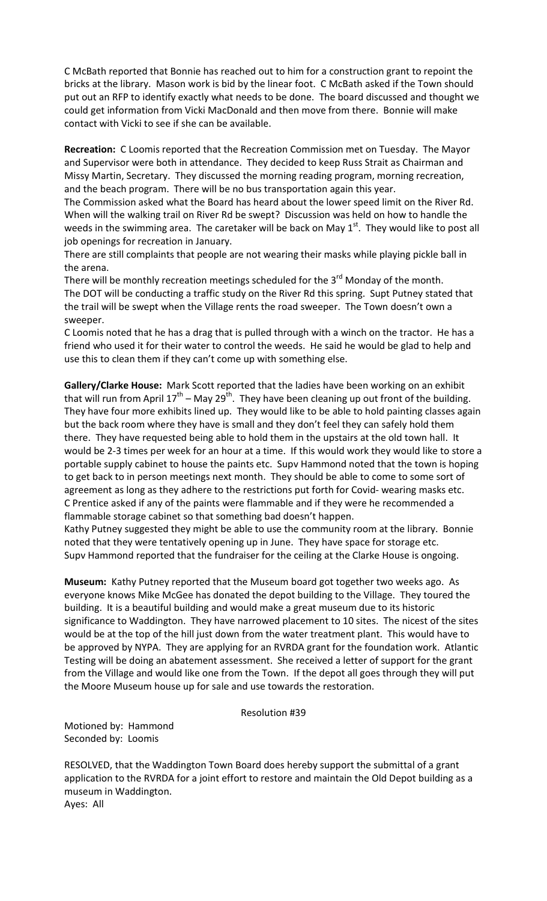C McBath reported that Bonnie has reached out to him for a construction grant to repoint the bricks at the library. Mason work is bid by the linear foot. C McBath asked if the Town should put out an RFP to identify exactly what needs to be done. The board discussed and thought we could get information from Vicki MacDonald and then move from there. Bonnie will make contact with Vicki to see if she can be available.

**Recreation:** C Loomis reported that the Recreation Commission met on Tuesday. The Mayor and Supervisor were both in attendance. They decided to keep Russ Strait as Chairman and Missy Martin, Secretary. They discussed the morning reading program, morning recreation, and the beach program. There will be no bus transportation again this year.

The Commission asked what the Board has heard about the lower speed limit on the River Rd. When will the walking trail on River Rd be swept? Discussion was held on how to handle the weeds in the swimming area. The caretaker will be back on May 1st. They would like to post all job openings for recreation in January.

There are still complaints that people are not wearing their masks while playing pickle ball in the arena.

There will be monthly recreation meetings scheduled for the 3rd Monday of the month.

The DOT will be conducting a traffic study on the River Rd this spring. Supt Putney stated that the trail will be swept when the Village rents the road sweeper. The Town doesn't own a sweeper.

C Loomis noted that he has a drag that is pulled through with a winch on the tractor. He has a friend who used it for their water to control the weeds. He said he would be glad to help and use this to clean them if they can't come up with something else.

**Gallery/Clarke House:** Mark Scott reported that the ladies have been working on an exhibit that will run from April 17th – May 29th. They have been cleaning up out front of the building. They have four more exhibits lined up. They would like to be able to hold painting classes again but the back room where they have is small and they don't feel they can safely hold them there. They have requested being able to hold them in the upstairs at the old town hall. It would be 2-3 times per week for an hour at a time. If this would work they would like to store a portable supply cabinet to house the paints etc. Supv Hammond noted that the town is hoping to get back to in person meetings next month. They should be able to come to some sort of agreement as long as they adhere to the restrictions put forth for Covid- wearing masks etc. C Prentice asked if any of the paints were flammable and if they were he recommended a flammable storage cabinet so that something bad doesn't happen.

Kathy Putney suggested they might be able to use the community room at the library. Bonnie noted that they were tentatively opening up in June. They have space for storage etc.

Supv Hammond reported that the fundraiser for the ceiling at the Clarke House is ongoing.

**Museum:** Kathy Putney reported that the Museum board got together two weeks ago. As everyone knows Mike McGee has donated the depot building to the Village. They toured the building. It is a beautiful building and would make a great museum due to its historic significance to Waddington. They have narrowed placement to 10 sites. The nicest of the sites would be at the top of the hill just down from the water treatment plant. This would have to be approved by NYPA. They are applying for an RVRDA grant for the foundation work. Atlantic Testing will be doing an abatement assessment. She received a letter of support for the grant from the Village and would like one from the Town. If the depot all goes through they will put the Moore Museum house up for sale and use towards the restoration.

Resolution #39

Motioned by: Hammond
Seconded by: Loomis

RESOLVED, that the Waddington Town Board does hereby support the submittal of a grant application to the RVRDA for a joint effort to restore and maintain the Old Depot building as a museum in Waddington.

Ayes: All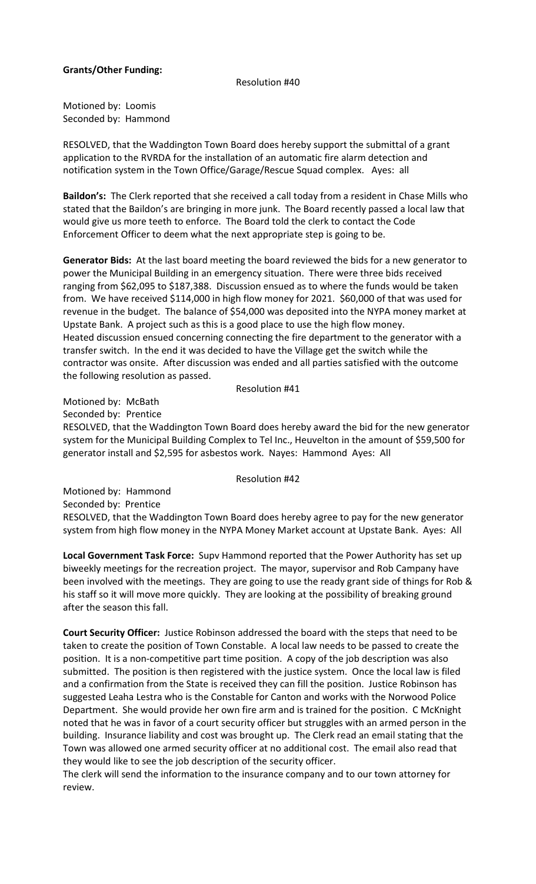**Grants/Other Funding:**

Resolution #40

Motioned by: Loomis
Seconded by: Hammond

RESOLVED, that the Waddington Town Board does hereby support the submittal of a grant application to the RVRDA for the installation of an automatic fire alarm detection and notification system in the Town Office/Garage/Rescue Squad complex. Ayes: all

**Baildon's:** The Clerk reported that she received a call today from a resident in Chase Mills who stated that the Baildon's are bringing in more junk. The Board recently passed a local law that would give us more teeth to enforce. The Board told the clerk to contact the Code Enforcement Officer to deem what the next appropriate step is going to be.

**Generator Bids:** At the last board meeting the board reviewed the bids for a new generator to power the Municipal Building in an emergency situation. There were three bids received ranging from $62,095 to $187,388. Discussion ensued as to where the funds would be taken from. We have received $114,000 in high flow money for 2021. $60,000 of that was used for revenue in the budget. The balance of $54,000 was deposited into the NYPA money market at Upstate Bank. A project such as this is a good place to use the high flow money.
Heated discussion ensued concerning connecting the fire department to the generator with a transfer switch. In the end it was decided to have the Village get the switch while the contractor was onsite. After discussion was ended and all parties satisfied with the outcome the following resolution as passed.

Resolution #41

Motioned by: McBath
Seconded by: Prentice
RESOLVED, that the Waddington Town Board does hereby award the bid for the new generator system for the Municipal Building Complex to Tel Inc., Heuvelton in the amount of $59,500 for generator install and $2,595 for asbestos work. Nayes: Hammond Ayes: All

Resolution #42

Motioned by: Hammond
Seconded by: Prentice
RESOLVED, that the Waddington Town Board does hereby agree to pay for the new generator system from high flow money in the NYPA Money Market account at Upstate Bank. Ayes: All

**Local Government Task Force:** Supv Hammond reported that the Power Authority has set up biweekly meetings for the recreation project. The mayor, supervisor and Rob Campany have been involved with the meetings. They are going to use the ready grant side of things for Rob & his staff so it will move more quickly. They are looking at the possibility of breaking ground after the season this fall.

**Court Security Officer:** Justice Robinson addressed the board with the steps that need to be taken to create the position of Town Constable. A local law needs to be passed to create the position. It is a non-competitive part time position. A copy of the job description was also submitted. The position is then registered with the justice system. Once the local law is filed and a confirmation from the State is received they can fill the position. Justice Robinson has suggested Leaha Lestra who is the Constable for Canton and works with the Norwood Police Department. She would provide her own fire arm and is trained for the position. C McKnight noted that he was in favor of a court security officer but struggles with an armed person in the building. Insurance liability and cost was brought up. The Clerk read an email stating that the Town was allowed one armed security officer at no additional cost. The email also read that they would like to see the job description of the security officer.
The clerk will send the information to the insurance company and to our town attorney for review.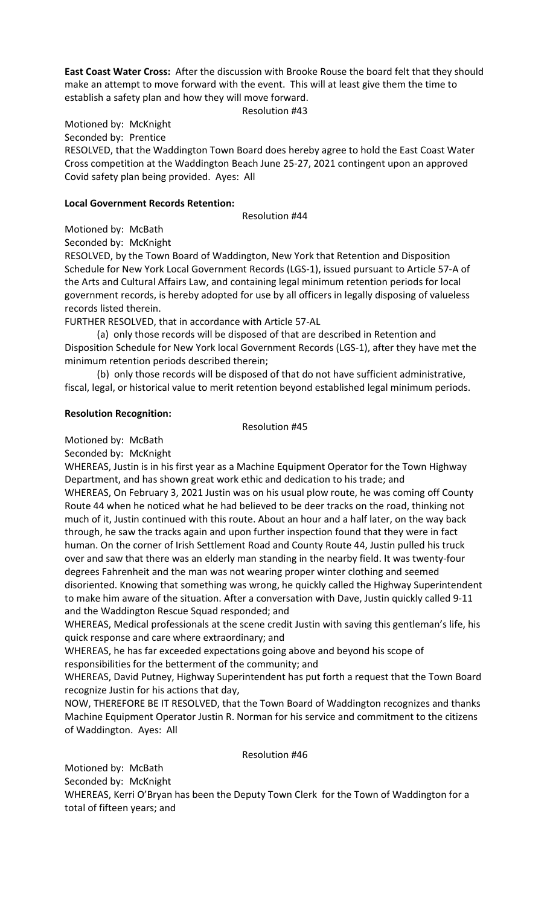**East Coast Water Cross:** After the discussion with Brooke Rouse the board felt that they should make an attempt to move forward with the event. This will at least give them the time to establish a safety plan and how they will move forward.

Resolution #43

Motioned by: McKnight
Seconded by: Prentice
RESOLVED, that the Waddington Town Board does hereby agree to hold the East Coast Water Cross competition at the Waddington Beach June 25-27, 2021 contingent upon an approved Covid safety plan being provided. Ayes: All

**Local Government Records Retention:**

Resolution #44

Motioned by: McBath
Seconded by: McKnight
RESOLVED, by the Town Board of Waddington, New York that Retention and Disposition Schedule for New York Local Government Records (LGS-1), issued pursuant to Article 57-A of the Arts and Cultural Affairs Law, and containing legal minimum retention periods for local government records, is hereby adopted for use by all officers in legally disposing of valueless records listed therein.
FURTHER RESOLVED, that in accordance with Article 57-AL

(a) only those records will be disposed of that are described in Retention and Disposition Schedule for New York local Government Records (LGS-1), after they have met the minimum retention periods described therein;

(b) only those records will be disposed of that do not have sufficient administrative, fiscal, legal, or historical value to merit retention beyond established legal minimum periods.

**Resolution Recognition:**

Resolution #45

Motioned by: McBath
Seconded by: McKnight
WHEREAS, Justin is in his first year as a Machine Equipment Operator for the Town Highway Department, and has shown great work ethic and dedication to his trade; and
WHEREAS, On February 3, 2021 Justin was on his usual plow route, he was coming off County Route 44 when he noticed what he had believed to be deer tracks on the road, thinking not much of it, Justin continued with this route. About an hour and a half later, on the way back through, he saw the tracks again and upon further inspection found that they were in fact human. On the corner of Irish Settlement Road and County Route 44, Justin pulled his truck over and saw that there was an elderly man standing in the nearby field. It was twenty-four degrees Fahrenheit and the man was not wearing proper winter clothing and seemed disoriented. Knowing that something was wrong, he quickly called the Highway Superintendent to make him aware of the situation. After a conversation with Dave, Justin quickly called 9-11 and the Waddington Rescue Squad responded; and
WHEREAS, Medical professionals at the scene credit Justin with saving this gentleman's life, his quick response and care where extraordinary; and
WHEREAS, he has far exceeded expectations going above and beyond his scope of responsibilities for the betterment of the community; and
WHEREAS, David Putney, Highway Superintendent has put forth a request that the Town Board recognize Justin for his actions that day,
NOW, THEREFORE BE IT RESOLVED, that the Town Board of Waddington recognizes and thanks Machine Equipment Operator Justin R. Norman for his service and commitment to the citizens of Waddington. Ayes: All

Resolution #46

Motioned by: McBath
Seconded by: McKnight
WHEREAS, Kerri O'Bryan has been the Deputy Town Clerk for the Town of Waddington for a total of fifteen years; and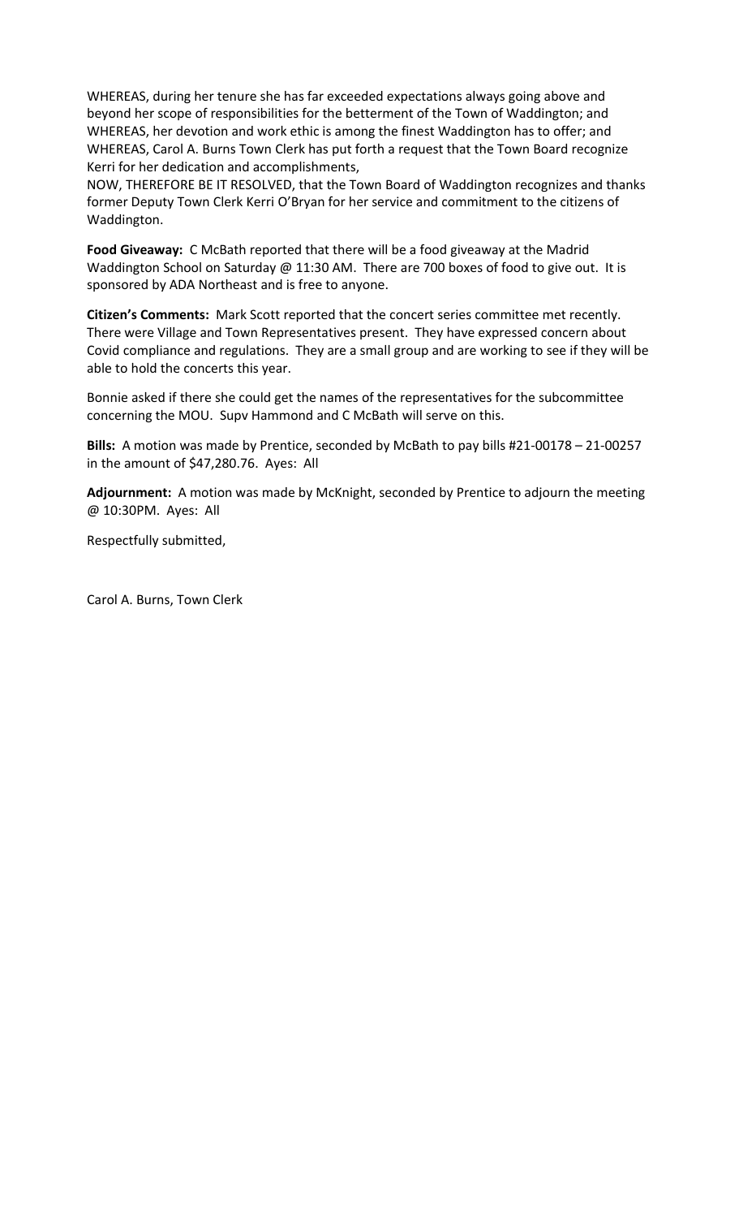WHEREAS, during her tenure she has far exceeded expectations always going above and beyond her scope of responsibilities for the betterment of the Town of Waddington; and
WHEREAS, her devotion and work ethic is among the finest Waddington has to offer; and
WHEREAS, Carol A. Burns Town Clerk has put forth a request that the Town Board recognize Kerri for her dedication and accomplishments,
NOW, THEREFORE BE IT RESOLVED, that the Town Board of Waddington recognizes and thanks former Deputy Town Clerk Kerri O'Bryan for her service and commitment to the citizens of Waddington.

**Food Giveaway:** C McBath reported that there will be a food giveaway at the Madrid Waddington School on Saturday @ 11:30 AM. There are 700 boxes of food to give out. It is sponsored by ADA Northeast and is free to anyone.

**Citizen's Comments:** Mark Scott reported that the concert series committee met recently. There were Village and Town Representatives present. They have expressed concern about Covid compliance and regulations. They are a small group and are working to see if they will be able to hold the concerts this year.

Bonnie asked if there she could get the names of the representatives for the subcommittee concerning the MOU. Supv Hammond and C McBath will serve on this.

**Bills:** A motion was made by Prentice, seconded by McBath to pay bills #21-00178 – 21-00257 in the amount of $47,280.76. Ayes: All

**Adjournment:** A motion was made by McKnight, seconded by Prentice to adjourn the meeting @ 10:30PM. Ayes: All

Respectfully submitted,

Carol A. Burns, Town Clerk